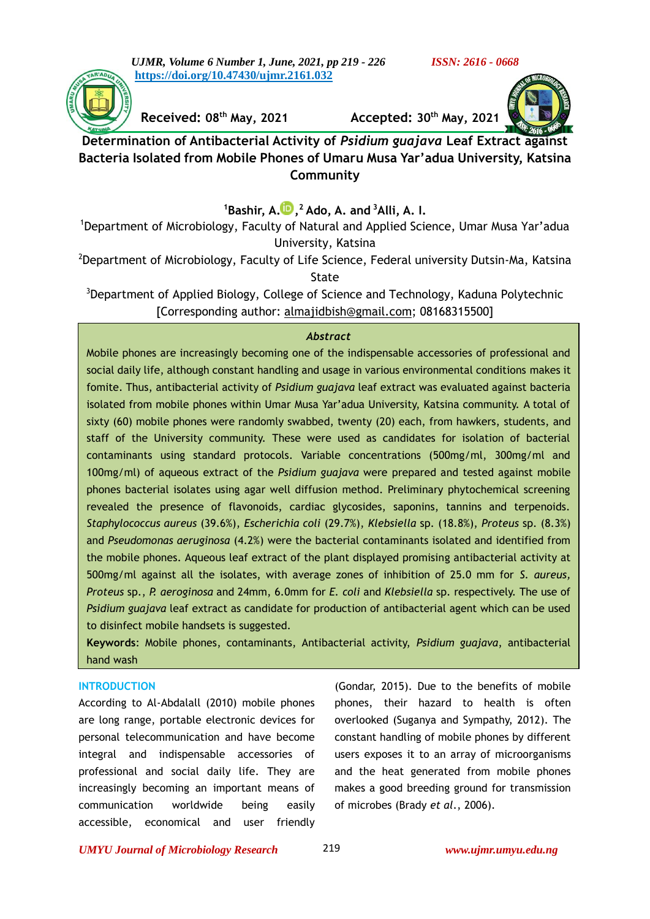Received: 08th May, 2021 Accepted: 30th May, 2021

# Determination of Antibacterial Activity of *Psidium guajava* Leaf Extract against Bacteria Isolated from Mobile Phones of Umaru Musa Yar'adua University, Katsina Community

[1]Bashir, A., [2] Ado, A. and [3]Alli, A. I.

[1]Department of Microbiology, Faculty of Natural and Applied Science, Umar Musa Yar'adua University, Katsina

[2]Department of Microbiology, Faculty of Life Science, Federal university Dutsin-Ma, Katsina State

[3]Department of Applied Biology, College of Science and Technology, Kaduna Polytechnic

[Corresponding author: almajidbish@gmail.com; 08168315500]

*Abstract*

Mobile phones are increasingly becoming one of the indispensable accessories of professional and social daily life, although constant handling and usage in various environmental conditions makes it fomite. Thus, antibacterial activity of *Psidium guajava* leaf extract was evaluated against bacteria isolated from mobile phones within Umar Musa Yar'adua University, Katsina community. A total of sixty (60) mobile phones were randomly swabbed, twenty (20) each, from hawkers, students, and staff of the University community. These were used as candidates for isolation of bacterial contaminants using standard protocols. Variable concentrations (500mg/ml, 300mg/ml and 100mg/ml) of aqueous extract of the *Psidium guajava* were prepared and tested against mobile phones bacterial isolates using agar well diffusion method. Preliminary phytochemical screening revealed the presence of flavonoids, cardiac glycosides, saponins, tannins and terpenoids. *Staphylococcus aureus* (39.6%), *Escherichia coli* (29.7%), *Klebsiella* sp. (18.8%), *Proteus* sp. (8.3%) and *Pseudomonas aeruginosa* (4.2%) were the bacterial contaminants isolated and identified from the mobile phones. Aqueous leaf extract of the plant displayed promising antibacterial activity at 500mg/ml against all the isolates, with average zones of inhibition of 25.0 mm for *S. aureus*, *Proteus* sp., *P. aeroginosa* and 24mm, 6.0mm for *E. coli* and *Klebsiella* sp. respectively. The use of *Psidium guajava* leaf extract as candidate for production of antibacterial agent which can be used to disinfect mobile handsets is suggested.

**Keywords**: Mobile phones, contaminants, Antibacterial activity, *Psidium guajava*, antibacterial hand wash

## INTRODUCTION

According to Al-Abdalall (2010) mobile phones are long range, portable electronic devices for personal telecommunication and have become integral and indispensable accessories of professional and social daily life. They are increasingly becoming an important means of communication worldwide being easily accessible, economical and user friendly (Gondar, 2015). Due to the benefits of mobile phones, their hazard to health is often overlooked (Suganya and Sympathy, 2012). The constant handling of mobile phones by different users exposes it to an array of microorganisms and the heat generated from mobile phones makes a good breeding ground for transmission of microbes (Brady *et al*., 2006).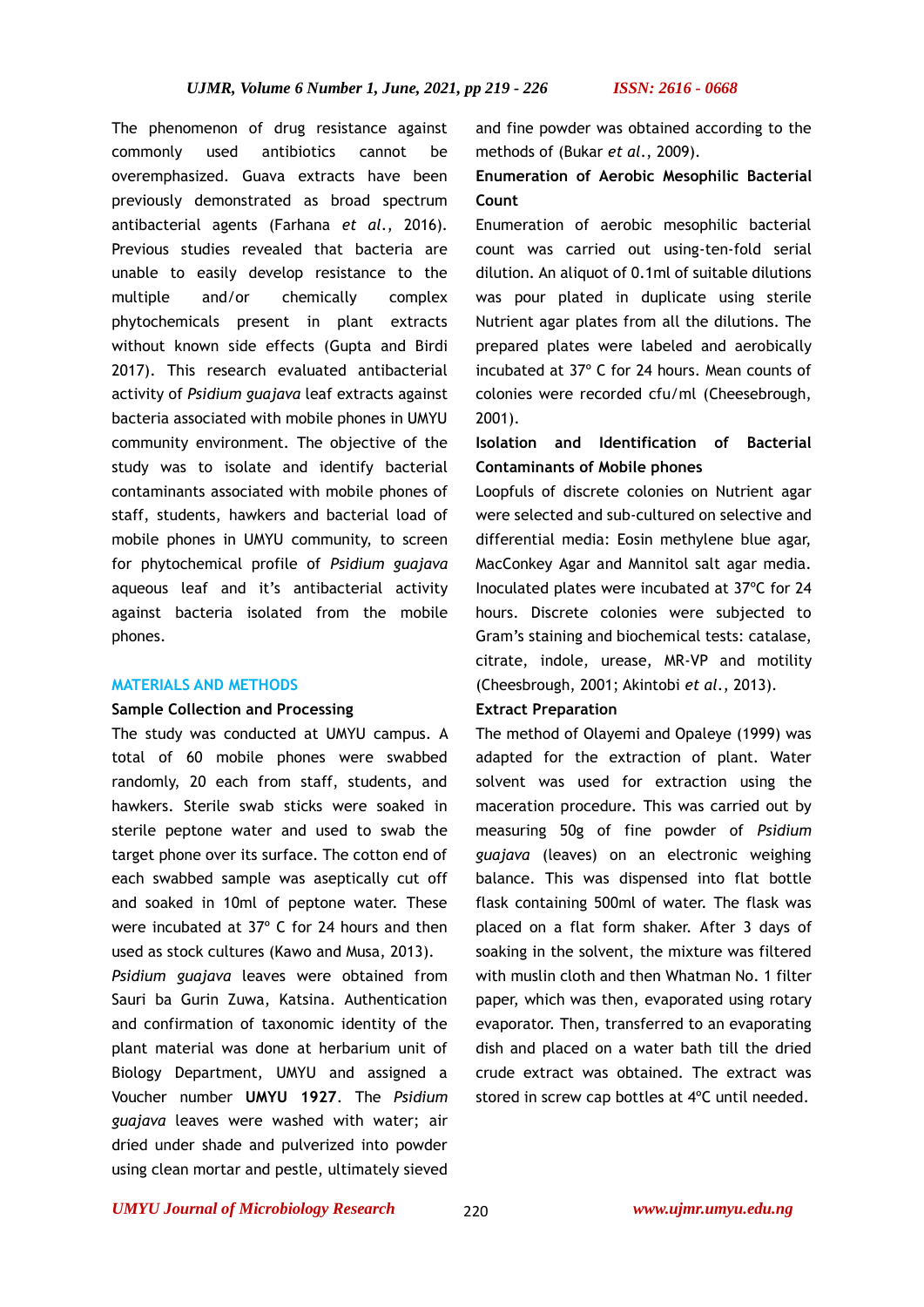The phenomenon of drug resistance against commonly used antibiotics cannot be overemphasized. Guava extracts have been previously demonstrated as broad spectrum antibacterial agents (Farhana *et al.*, 2016). Previous studies revealed that bacteria are unable to easily develop resistance to the multiple and/or chemically complex phytochemicals present in plant extracts without known side effects (Gupta and Birdi 2017). This research evaluated antibacterial activity of *Psidium guajava* leaf extracts against bacteria associated with mobile phones in UMYU community environment. The objective of the study was to isolate and identify bacterial contaminants associated with mobile phones of staff, students, hawkers and bacterial load of mobile phones in UMYU community, to screen for phytochemical profile of *Psidium guajava* aqueous leaf and it's antibacterial activity against bacteria isolated from the mobile phones.

## MATERIALS AND METHODS

### Sample Collection and Processing

The study was conducted at UMYU campus. A total of 60 mobile phones were swabbed randomly, 20 each from staff, students, and hawkers. Sterile swab sticks were soaked in sterile peptone water and used to swab the target phone over its surface. The cotton end of each swabbed sample was aseptically cut off and soaked in 10ml of peptone water. These were incubated at 37º C for 24 hours and then used as stock cultures (Kawo and Musa, 2013).

*Psidium guajava* leaves were obtained from Sauri ba Gurin Zuwa, Katsina. Authentication and confirmation of taxonomic identity of the plant material was done at herbarium unit of Biology Department, UMYU and assigned a Voucher number **UMYU 1927**. The *Psidium guajava* leaves were washed with water; air dried under shade and pulverized into powder using clean mortar and pestle, ultimately sieved and fine powder was obtained according to the methods of (Bukar *et al.*, 2009).

### Enumeration of Aerobic Mesophilic Bacterial Count

Enumeration of aerobic mesophilic bacterial count was carried out using-ten-fold serial dilution. An aliquot of 0.1ml of suitable dilutions was pour plated in duplicate using sterile Nutrient agar plates from all the dilutions. The prepared plates were labeled and aerobically incubated at 37º C for 24 hours. Mean counts of colonies were recorded cfu/ml (Cheesebrough, 2001).

### Isolation and Identification of Bacterial Contaminants of Mobile phones

Loopfuls of discrete colonies on Nutrient agar were selected and sub-cultured on selective and differential media: Eosin methylene blue agar, MacConkey Agar and Mannitol salt agar media. Inoculated plates were incubated at 37ºC for 24 hours. Discrete colonies were subjected to Gram's staining and biochemical tests: catalase, citrate, indole, urease, MR-VP and motility (Cheesbrough, 2001; Akintobi *et al.*, 2013).

### Extract Preparation

The method of Olayemi and Opaleye (1999) was adapted for the extraction of plant. Water solvent was used for extraction using the maceration procedure. This was carried out by measuring 50g of fine powder of *Psidium guajava* (leaves) on an electronic weighing balance. This was dispensed into flat bottle flask containing 500ml of water. The flask was placed on a flat form shaker. After 3 days of soaking in the solvent, the mixture was filtered with muslin cloth and then Whatman No. 1 filter paper, which was then, evaporated using rotary evaporator. Then, transferred to an evaporating dish and placed on a water bath till the dried crude extract was obtained. The extract was stored in screw cap bottles at 4ºC until needed.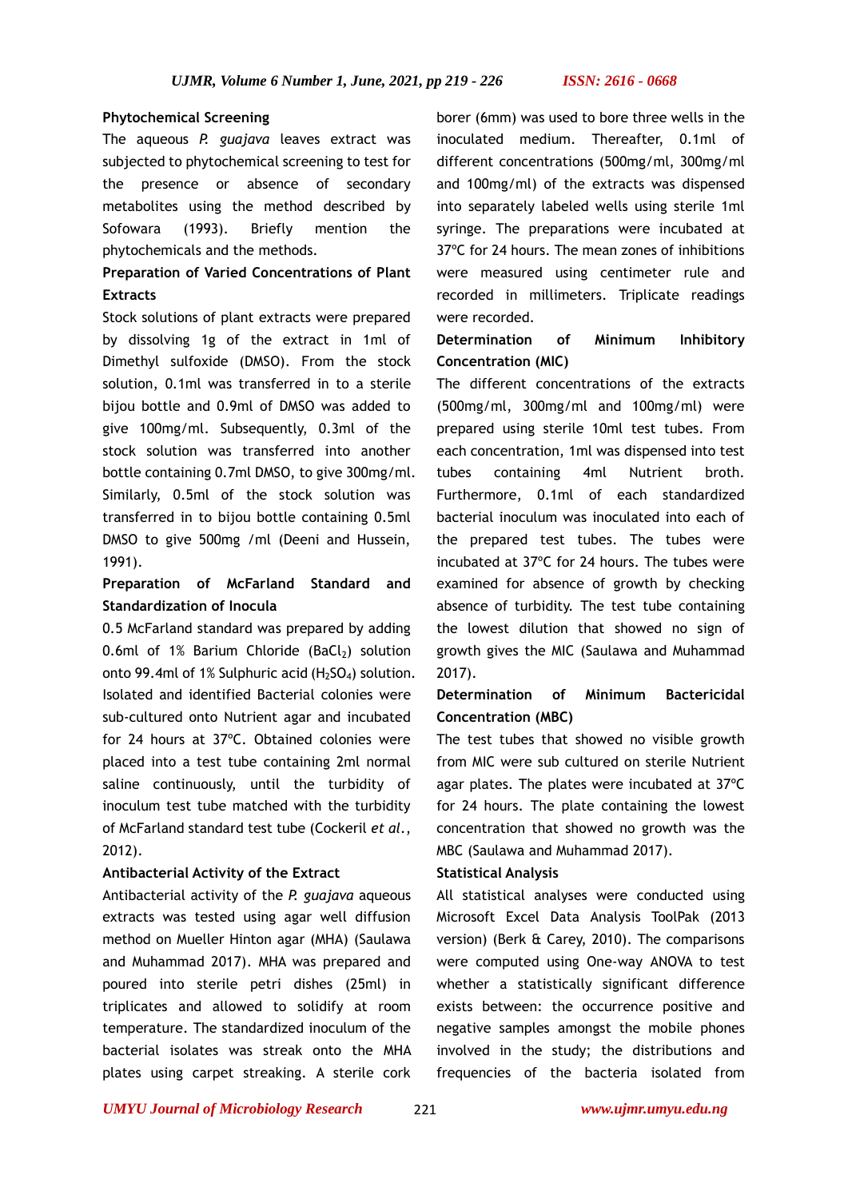**Phytochemical Screening**

The aqueous *P. guajava* leaves extract was subjected to phytochemical screening to test for the presence or absence of secondary metabolites using the method described by Sofowara (1993). Briefly mention the phytochemicals and the methods.

**Preparation of Varied Concentrations of Plant Extracts**

Stock solutions of plant extracts were prepared by dissolving 1g of the extract in 1ml of Dimethyl sulfoxide (DMSO). From the stock solution, 0.1ml was transferred in to a sterile bijou bottle and 0.9ml of DMSO was added to give 100mg/ml. Subsequently, 0.3ml of the stock solution was transferred into another bottle containing 0.7ml DMSO, to give 300mg/ml. Similarly, 0.5ml of the stock solution was transferred in to bijou bottle containing 0.5ml DMSO to give 500mg /ml (Deeni and Hussein, 1991).

**Preparation of McFarland Standard and Standardization of Inocula**

0.5 McFarland standard was prepared by adding 0.6ml of 1% Barium Chloride ($BaCl_2$) solution onto 99.4ml of 1% Sulphuric acid ($H_2SO_4$) solution. Isolated and identified Bacterial colonies were sub-cultured onto Nutrient agar and incubated for 24 hours at 37ºC. Obtained colonies were placed into a test tube containing 2ml normal saline continuously, until the turbidity of inoculum test tube matched with the turbidity of McFarland standard test tube (Cockeril *et al.*, 2012).

**Antibacterial Activity of the Extract**

Antibacterial activity of the *P. guajava* aqueous extracts was tested using agar well diffusion method on Mueller Hinton agar (MHA) (Saulawa and Muhammad 2017). MHA was prepared and poured into sterile petri dishes (25ml) in triplicates and allowed to solidify at room temperature. The standardized inoculum of the bacterial isolates was streak onto the MHA plates using carpet streaking. A sterile cork borer (6mm) was used to bore three wells in the inoculated medium. Thereafter, 0.1ml of different concentrations (500mg/ml, 300mg/ml and 100mg/ml) of the extracts was dispensed into separately labeled wells using sterile 1ml syringe. The preparations were incubated at 37ºC for 24 hours. The mean zones of inhibitions were measured using centimeter rule and recorded in millimeters. Triplicate readings were recorded.

**Determination of Minimum Inhibitory Concentration (MIC)**

The different concentrations of the extracts (500mg/ml, 300mg/ml and 100mg/ml) were prepared using sterile 10ml test tubes. From each concentration, 1ml was dispensed into test tubes containing 4ml Nutrient broth. Furthermore, 0.1ml of each standardized bacterial inoculum was inoculated into each of the prepared test tubes. The tubes were incubated at 37ºC for 24 hours. The tubes were examined for absence of growth by checking absence of turbidity. The test tube containing the lowest dilution that showed no sign of growth gives the MIC (Saulawa and Muhammad 2017).

**Determination of Minimum Bactericidal Concentration (MBC)**

The test tubes that showed no visible growth from MIC were sub cultured on sterile Nutrient agar plates. The plates were incubated at 37ºC for 24 hours. The plate containing the lowest concentration that showed no growth was the MBC (Saulawa and Muhammad 2017).

**Statistical Analysis**

All statistical analyses were conducted using Microsoft Excel Data Analysis ToolPak (2013 version) (Berk & Carey, 2010). The comparisons were computed using One-way ANOVA to test whether a statistically significant difference exists between: the occurrence positive and negative samples amongst the mobile phones involved in the study; the distributions and frequencies of the bacteria isolated from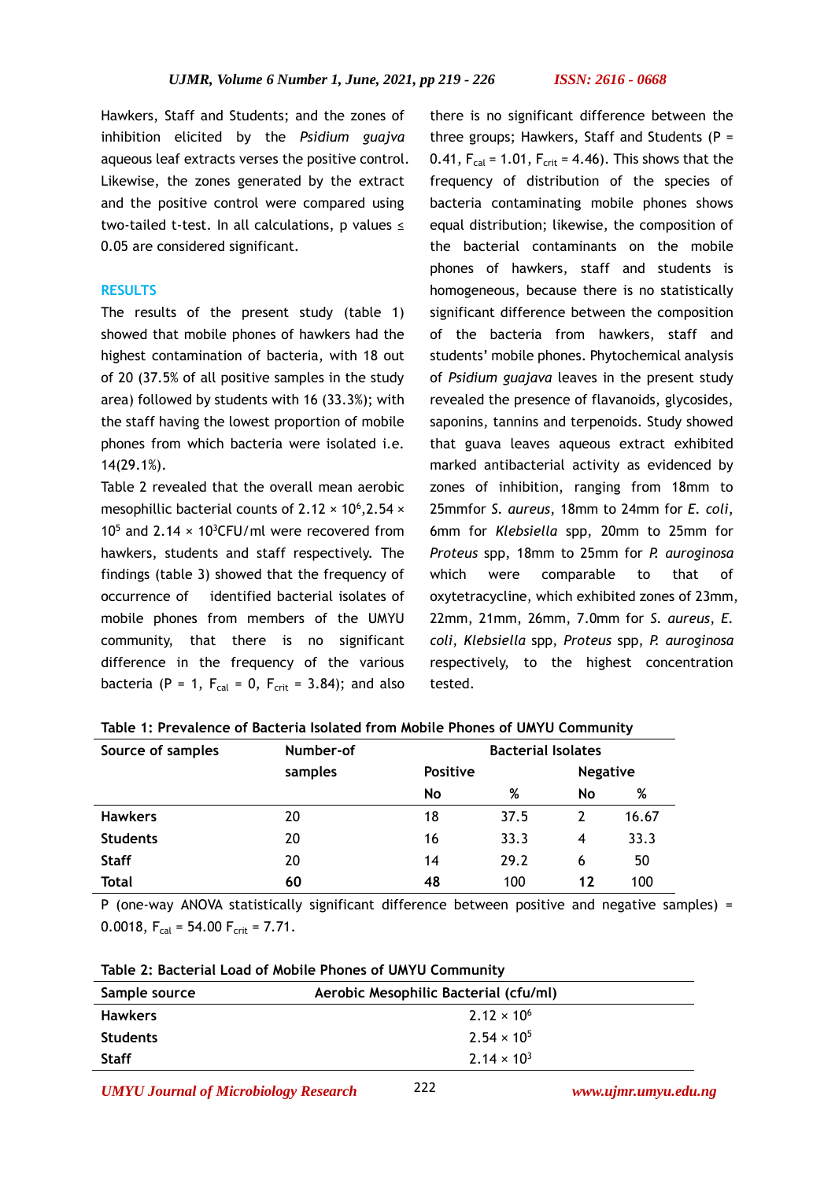Hawkers, Staff and Students; and the zones of inhibition elicited by the *Psidium guajva* aqueous leaf extracts verses the positive control. Likewise, the zones generated by the extract and the positive control were compared using two-tailed t-test. In all calculations, p values ≤ 0.05 are considered significant.

## RESULTS

The results of the present study (table 1) showed that mobile phones of hawkers had the highest contamination of bacteria, with 18 out of 20 (37.5% of all positive samples in the study area) followed by students with 16 (33.3%); with the staff having the lowest proportion of mobile phones from which bacteria were isolated i.e. 14(29.1%).

Table 2 revealed that the overall mean aerobic mesophillic bacterial counts of $2.12 \times 10^6$, $2.54 \times 10^5$ and $2.14 \times 10^3$CFU/ml were recovered from hawkers, students and staff respectively. The findings (table 3) showed that the frequency of occurrence of identified bacterial isolates of mobile phones from members of the UMYU community, that there is no significant difference in the frequency of the various bacteria (P = 1, $F_{cal}$ = 0, $F_{crit}$ = 3.84); and also there is no significant difference between the three groups; Hawkers, Staff and Students (P = 0.41, $F_{cal}$ = 1.01, $F_{crit}$ = 4.46). This shows that the frequency of distribution of the species of bacteria contaminating mobile phones shows equal distribution; likewise, the composition of the bacterial contaminants on the mobile phones of hawkers, staff and students is homogeneous, because there is no statistically significant difference between the composition of the bacteria from hawkers, staff and students' mobile phones. Phytochemical analysis of *Psidium guajava* leaves in the present study revealed the presence of flavanoids, glycosides, saponins, tannins and terpenoids. Study showed that guava leaves aqueous extract exhibited marked antibacterial activity as evidenced by zones of inhibition, ranging from 18mm to 25mmfor *S. aureus*, 18mm to 24mm for *E. coli*, 6mm for *Klebsiella* spp, 20mm to 25mm for *Proteus* spp, 18mm to 25mm for *P. auroginosa* which were comparable to that of oxytetracycline, which exhibited zones of 23mm, 22mm, 21mm, 26mm, 7.0mm for *S. aureus*, *E. coli*, *Klebsiella* spp, *Proteus* spp, *P. auroginosa* respectively, to the highest concentration tested.

**Table 1: Prevalence of Bacteria Isolated from Mobile Phones of UMYU Community**

| Source of samples | Number-of samples | Bacterial Isolates | | | |
|---|---|---|---|---|---|
| | | Positive | | Negative | |
| | | No | % | No | % |
| **Hawkers** | 20 | 18 | 37.5 | 2 | 16.67 |
| **Students** | 20 | 16 | 33.3 | 4 | 33.3 |
| **Staff** | 20 | 14 | 29.2 | 6 | 50 |
| **Total** | **60** | **48** | 100 | **12** | 100 |

P (one-way ANOVA statistically significant difference between positive and negative samples) = 0.0018, $F_{cal}$ = 54.00 $F_{crit}$ = 7.71.

**Table 2: Bacterial Load of Mobile Phones of UMYU Community**

| Sample source | Aerobic Mesophilic Bacterial (cfu/ml) |
|---|---|
| **Hawkers** | $2.12 \times 10^6$ |
| **Students** | $2.54 \times 10^5$ |
| **Staff** | $2.14 \times 10^3$ |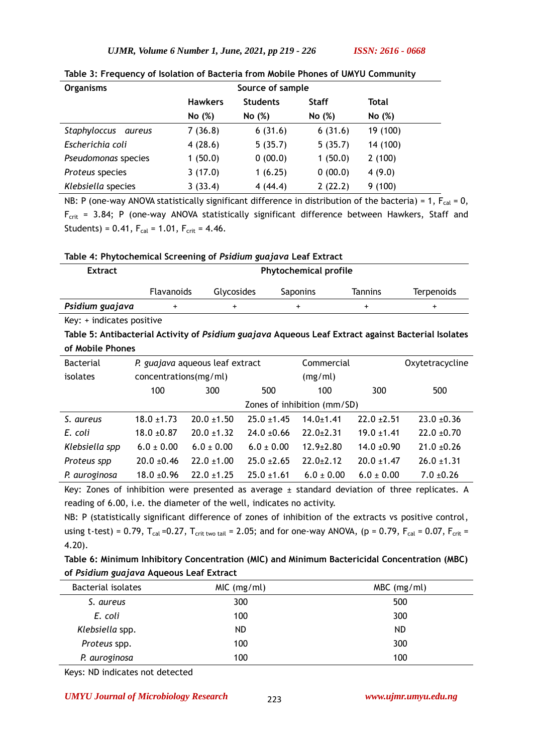**Table 3: Frequency of Isolation of Bacteria from Mobile Phones of UMYU Community**

| Organisms | Source of sample | | | |
|---|---|---|---|---|
| | Hawkers | Students | Staff | Total |
| | No (%) | No (%) | No (%) | No (%) |
| *Staphyloccus aureus* | 7 (36.8) | 6 (31.6) | 6 (31.6) | 19 (100) |
| *Escherichia coli* | 4 (28.6) | 5 (35.7) | 5 (35.7) | 14 (100) |
| *Pseudomonas* species | 1 (50.0) | 0 (00.0) | 1 (50.0) | 2 (100) |
| *Proteus* species | 3 (17.0) | 1 (6.25) | 0 (00.0) | 4 (9.0) |
| *Klebsiella* species | 3 (33.4) | 4 (44.4) | 2 (22.2) | 9 (100) |

NB: P (one-way ANOVA statistically significant difference in distribution of the bacteria) = 1, $F_{cal}$ = 0, $F_{crit}$ = 3.84; P (one-way ANOVA statistically significant difference between Hawkers, Staff and Students) = 0.41, $F_{cal}$ = 1.01, $F_{crit}$ = 4.46.

**Table 4: Phytochemical Screening of *Psidium guajava* Leaf Extract**

| Extract | Phytochemical profile | | | | |
|---|---|---|---|---|---|
| | Flavanoids | Glycosides | Saponins | Tannins | Terpenoids |
| ***Psidium guajava*** | + | + | + | + | + |

Key: + indicates positive

**Table 5: Antibacterial Activity of *Psidium guajava* Aqueous Leaf Extract against Bacterial Isolates of Mobile Phones**

| Bacterial isolates | *P. guajava* aqueous leaf extract concentrations(mg/ml) | | | Commercial (mg/ml) | | Oxytetracycline |
|---|---|---|---|---|---|---|
| | 100 | 300 | 500 | 100 | 300 | 500 |
| | Zones of inhibition (mm/SD) | | | | | |
| *S. aureus* | 18.0 ±1.73 | 20.0 ±1.50 | 25.0 ±1.45 | 14.0±1.41 | 22.0 ±2.51 | 23.0 ±0.36 |
| *E. coli* | 18.0 ±0.87 | 20.0 ±1.32 | 24.0 ±0.66 | 22.0±2.31 | 19.0 ±1.41 | 22.0 ±0.70 |
| *Klebsiella spp* | 6.0 ± 0.00 | 6.0 ± 0.00 | 6.0 ± 0.00 | 12.9±2.80 | 14.0 ±0.90 | 21.0 ±0.26 |
| *Proteus spp* | 20.0 ±0.46 | 22.0 ±1.00 | 25.0 ±2.65 | 22.0±2.12 | 20.0 ±1.47 | 26.0 ±1.31 |
| *P. auroginosa* | 18.0 ±0.96 | 22.0 ±1.25 | 25.0 ±1.61 | 6.0 ± 0.00 | 6.0 ± 0.00 | 7.0 ±0.26 |

Key: Zones of inhibition were presented as average ± standard deviation of three replicates. A reading of 6.00, i.e. the diameter of the well, indicates no activity.

NB: P (statistically significant difference of zones of inhibition of the extracts vs positive control, using t-test) = 0.79, $T_{cal}$ =0.27, $T_{crit\ two\ tail}$ = 2.05; and for one-way ANOVA, (p = 0.79, $F_{cal}$ = 0.07, $F_{crit}$ = 4.20).

**Table 6: Minimum Inhibitory Concentration (MIC) and Minimum Bactericidal Concentration (MBC) of *Psidium guajava* Aqueous Leaf Extract**

| Bacterial isolates | MIC (mg/ml) | MBC (mg/ml) |
|---|---|---|
| *S. aureus* | 300 | 500 |
| *E. coli* | 100 | 300 |
| *Klebsiella* spp. | ND | ND |
| *Proteus* spp. | 100 | 300 |
| *P. auroginosa* | 100 | 100 |

Keys: ND indicates not detected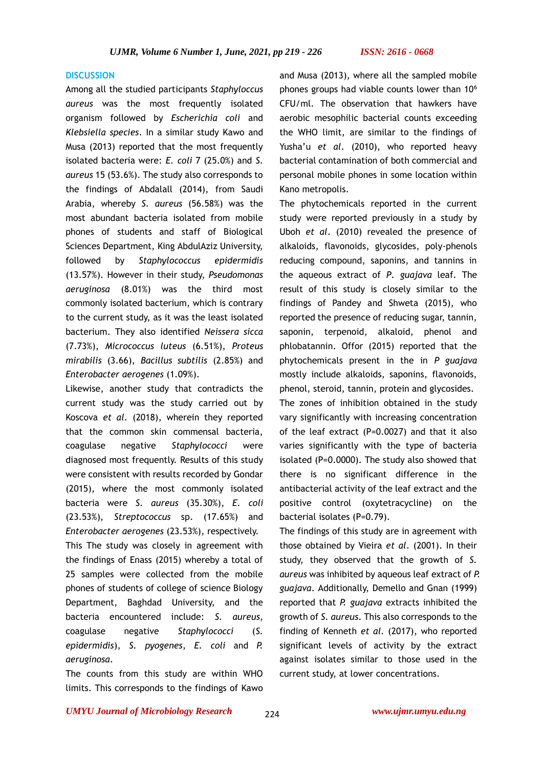## DISCUSSION

Among all the studied participants *Staphyloccus aureus* was the most frequently isolated organism followed by *Escherichia coli* and *Klebsiella species*. In a similar study Kawo and Musa (2013) reported that the most frequently isolated bacteria were: *E. coli* 7 (25.0%) and *S. aureus* 15 (53.6%). The study also corresponds to the findings of Abdalall (2014), from Saudi Arabia, whereby *S. aureus* (56.58%) was the most abundant bacteria isolated from mobile phones of students and staff of Biological Sciences Department, King AbdulAziz University, followed by *Staphylococcus epidermidis* (13.57%). However in their study, *Pseudomonas aeruginosa* (8.01%) was the third most commonly isolated bacterium, which is contrary to the current study, as it was the least isolated bacterium. They also identified *Neissera sicca* (7.73%), *Micrococcus luteus* (6.51%), *Proteus mirabilis* (3.66), *Bacillus subtilis* (2.85%) and *Enterobacter aerogenes* (1.09%).

Likewise, another study that contradicts the current study was the study carried out by Koscova *et al*. (2018), wherein they reported that the common skin commensal bacteria, coagulase negative *Staphylococci* were diagnosed most frequently. Results of this study were consistent with results recorded by Gondar (2015), where the most commonly isolated bacteria were *S. aureus* (35.30%), *E. coli* (23.53%), *Streptococcus* sp. (17.65%) and *Enterobacter aerogenes* (23.53%), respectively.

This The study was closely in agreement with the findings of Enass (2015) whereby a total of 25 samples were collected from the mobile phones of students of college of science Biology Department, Baghdad University, and the bacteria encountered include: *S. aureus*, coagulase negative *Staphylococci* (*S. epidermidis*), *S. pyogenes*, *E. coli* and *P. aeruginosa*.

The counts from this study are within WHO limits. This corresponds to the findings of Kawo and Musa (2013), where all the sampled mobile phones groups had viable counts lower than $10^6$ CFU/ml. The observation that hawkers have aerobic mesophilic bacterial counts exceeding the WHO limit, are similar to the findings of Yusha'u *et al*. (2010), who reported heavy bacterial contamination of both commercial and personal mobile phones in some location within Kano metropolis.

The phytochemicals reported in the current study were reported previously in a study by Uboh *et al*. (2010) revealed the presence of alkaloids, flavonoids, glycosides, poly-phenols reducing compound, saponins, and tannins in the aqueous extract of *P. guajava* leaf. The result of this study is closely similar to the findings of Pandey and Shweta (2015), who reported the presence of reducing sugar, tannin, saponin, terpenoid, alkaloid, phenol and phlobatannin. Offor (2015) reported that the phytochemicals present in the in *P guajava* mostly include alkaloids, saponins, flavonoids, phenol, steroid, tannin, protein and glycosides.

The zones of inhibition obtained in the study vary significantly with increasing concentration of the leaf extract (P=0.0027) and that it also varies significantly with the type of bacteria isolated (P=0.0000). The study also showed that there is no significant difference in the antibacterial activity of the leaf extract and the positive control (oxytetracycline) on the bacterial isolates (P=0.79).

The findings of this study are in agreement with those obtained by Vieira *et al*. (2001). In their study, they observed that the growth of *S. aureus* was inhibited by aqueous leaf extract of *P. guajava*. Additionally, Demello and Gnan (1999) reported that *P. guajava* extracts inhibited the growth of *S. aureus*. This also corresponds to the finding of Kenneth *et al*. (2017), who reported significant levels of activity by the extract against isolates similar to those used in the current study, at lower concentrations.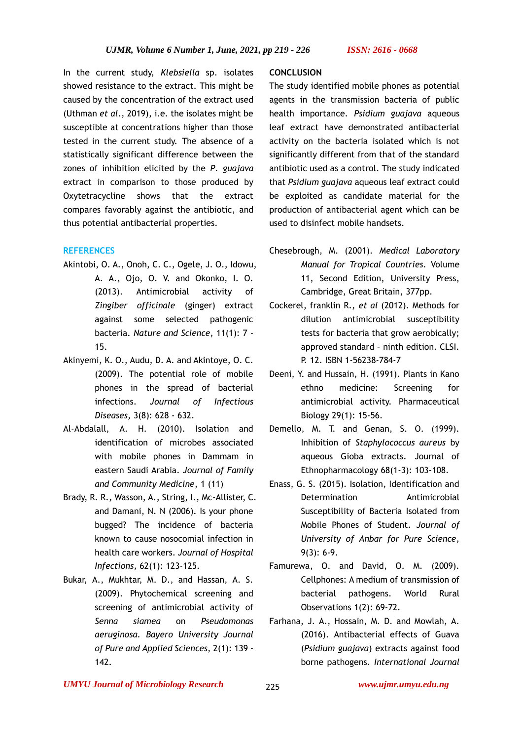In the current study, *Klebsiella* sp. isolates showed resistance to the extract. This might be caused by the concentration of the extract used (Uthman *et al.*, 2019), i.e. the isolates might be susceptible at concentrations higher than those tested in the current study. The absence of a statistically significant difference between the zones of inhibition elicited by the *P. guajava* extract in comparison to those produced by Oxytetracycline shows that the extract compares favorably against the antibiotic, and thus potential antibacterial properties.

## CONCLUSION

The study identified mobile phones as potential agents in the transmission bacteria of public health importance. *Psidium guajava* aqueous leaf extract have demonstrated antibacterial activity on the bacteria isolated which is not significantly different from that of the standard antibiotic used as a control. The study indicated that *Psidium guajava* aqueous leaf extract could be exploited as candidate material for the production of antibacterial agent which can be used to disinfect mobile handsets.

## REFERENCES

Akintobi, O. A., Onoh, C. C., Ogele, J. O., Idowu, A. A., Ojo, O. V. and Okonko, I. O. (2013). Antimicrobial activity of *Zingiber officinale* (ginger) extract against some selected pathogenic bacteria. *Nature and Science*, 11(1): 7 - 15.

Akinyemi, K. O., Audu, D. A. and Akintoye, O. C. (2009). The potential role of mobile phones in the spread of bacterial infections. *Journal of Infectious Diseases,* 3(8): 628 - 632.

Al-Abdalall, A. H. (2010). Isolation and identification of microbes associated with mobile phones in Dammam in eastern Saudi Arabia. *Journal of Family and Community Medicine,* 1 (11)

Brady, R. R., Wasson, A., String, I., Mc-Allister, C. and Damani, N. N (2006). Is your phone bugged? The incidence of bacteria known to cause nosocomial infection in health care workers. *Journal of Hospital Infections,* 62(1): 123-125.

Bukar, A., Mukhtar, M. D., and Hassan, A. S. (2009). Phytochemical screening and screening of antimicrobial activity of *Senna siamea* on *Pseudomonas aeruginosa*. *Bayero University Journal of Pure and Applied Sciences,* 2(1): 139 - 142.

Chesebrough, M. (2001). *Medical Laboratory Manual for Tropical Countries.* Volume 11, Second Edition, University Press, Cambridge, Great Britain, 377pp.

Cockerel, franklin R., *et al* (2012). Methods for dilution antimicrobial susceptibility tests for bacteria that grow aerobically; approved standard – ninth edition. CLSI. P. 12. ISBN 1-56238-784-7

Deeni, Y. and Hussain, H. (1991). Plants in Kano ethno medicine: Screening for antimicrobial activity. Pharmaceutical Biology 29(1): 15-56.

Demello, M. T. and Genan, S. O. (1999). Inhibition of *Staphylococcus aureus* by aqueous Gioba extracts. Journal of Ethnopharmacology 68(1-3): 103-108.

Enass, G. S. (2015). Isolation, Identification and Determination Antimicrobial Susceptibility of Bacteria Isolated from Mobile Phones of Student. *Journal of University of Anbar for Pure Science,* 9(3): 6-9.

Famurewa, O. and David, O. M. (2009). Cellphones: A medium of transmission of bacterial pathogens. World Rural Observations 1(2): 69-72.

Farhana, J. A., Hossain, M. D. and Mowlah, A. (2016). Antibacterial effects of Guava (*Psidium guajava*) extracts against food borne pathogens. *International Journal*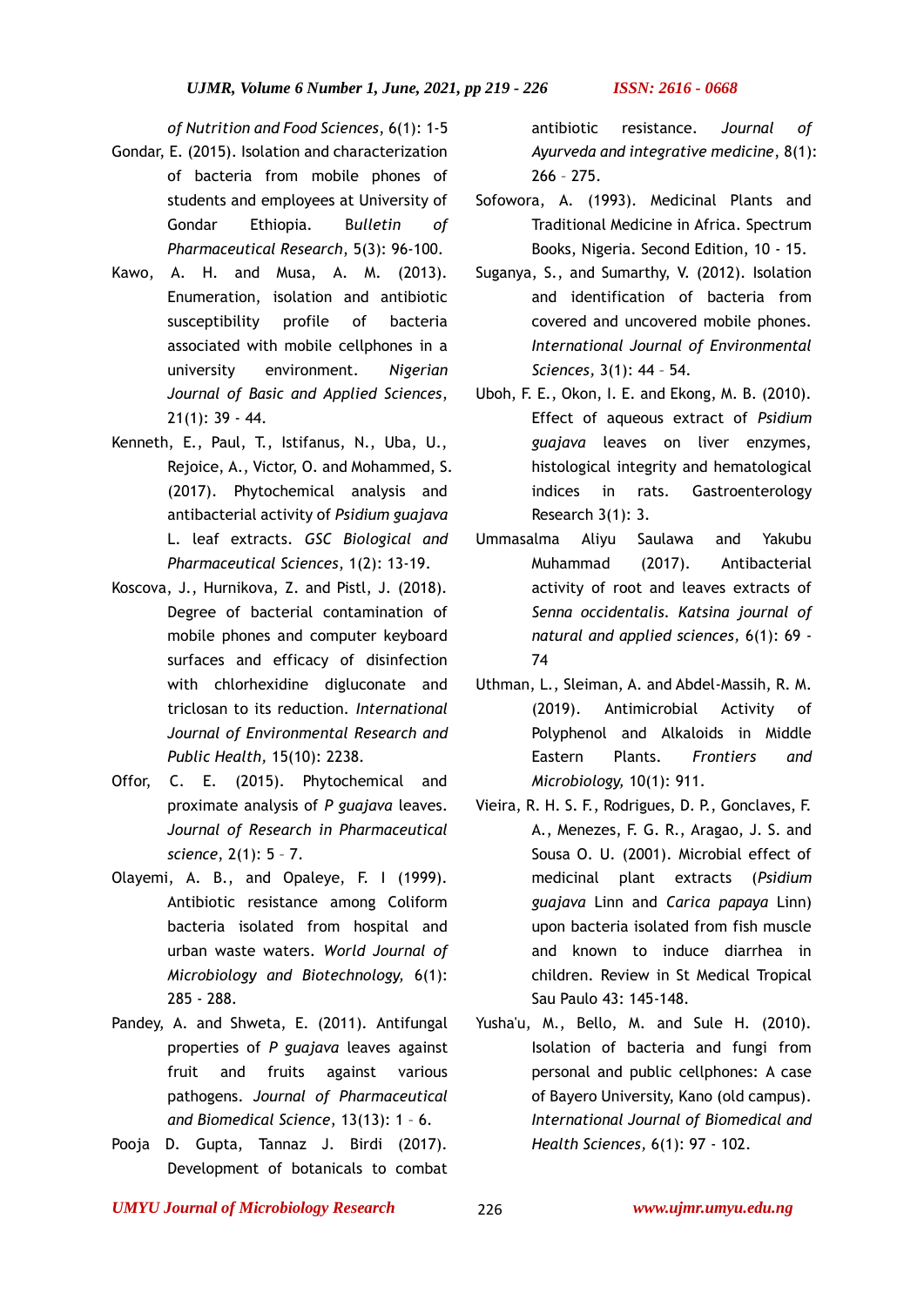*of Nutrition and Food Sciences*, 6(1): 1-5

Gondar, E. (2015). Isolation and characterization of bacteria from mobile phones of students and employees at University of Gondar Ethiopia. B*ulletin of Pharmaceutical Research*, 5(3): 96-100.

Kawo, A. H. and Musa, A. M. (2013). Enumeration, isolation and antibiotic susceptibility profile of bacteria associated with mobile cellphones in a university environment. *Nigerian Journal of Basic and Applied Sciences*, 21(1): 39 - 44.

Kenneth, E., Paul, T., Istifanus, N., Uba, U., Rejoice, A., Victor, O. and Mohammed, S. (2017). Phytochemical analysis and antibacterial activity of *Psidium guajava* L. leaf extracts. *GSC Biological and Pharmaceutical Sciences*, 1(2): 13-19.

Koscova, J., Hurnikova, Z. and Pistl, J. (2018). Degree of bacterial contamination of mobile phones and computer keyboard surfaces and efficacy of disinfection with chlorhexidine digluconate and triclosan to its reduction. *International Journal of Environmental Research and Public Health,* 15(10): 2238.

Offor, C. E. (2015). Phytochemical and proximate analysis of *P guajava* leaves. *Journal of Research in Pharmaceutical science*, 2(1): 5 – 7.

Olayemi, A. B., and Opaleye, F. I (1999). Antibiotic resistance among Coliform bacteria isolated from hospital and urban waste waters. *World Journal of Microbiology and Biotechnology,* 6(1): 285 - 288.

Pandey, A. and Shweta, E. (2011). Antifungal properties of *P guajava* leaves against fruit and fruits against various pathogens. *Journal of Pharmaceutical and Biomedical Science*, 13(13): 1 – 6.

Pooja D. Gupta, Tannaz J. Birdi (2017). Development of botanicals to combat antibiotic resistance. *Journal of Ayurveda and integrative medicine*, 8(1): 266 – 275.

Sofowora, A. (1993). Medicinal Plants and Traditional Medicine in Africa. Spectrum Books, Nigeria. Second Edition, 10 - 15.

Suganya, S., and Sumarthy, V. (2012). Isolation and identification of bacteria from covered and uncovered mobile phones. *International Journal of Environmental Sciences,* 3(1): 44 – 54.

Uboh, F. E., Okon, I. E. and Ekong, M. B. (2010). Effect of aqueous extract of *Psidium guajava* leaves on liver enzymes, histological integrity and hematological indices in rats. Gastroenterology Research 3(1): 3.

Ummasalma Aliyu Saulawa and Yakubu Muhammad (2017). Antibacterial activity of root and leaves extracts of *Senna occidentalis. Katsina journal of natural and applied sciences,* 6(1): 69 - 74

Uthman, L., Sleiman, A. and Abdel-Massih, R. M. (2019). Antimicrobial Activity of Polyphenol and Alkaloids in Middle Eastern Plants. *Frontiers and Microbiology,* 10(1): 911.

Vieira, R. H. S. F., Rodrigues, D. P., Gonclaves, F. A., Menezes, F. G. R., Aragao, J. S. and Sousa O. U. (2001). Microbial effect of medicinal plant extracts (*Psidium guajava* Linn and *Carica papaya* Linn) upon bacteria isolated from fish muscle and known to induce diarrhea in children. Review in St Medical Tropical Sau Paulo 43: 145-148.

Yusha'u, M., Bello, M. and Sule H. (2010). Isolation of bacteria and fungi from personal and public cellphones: A case of Bayero University, Kano (old campus). *International Journal of Biomedical and Health Sciences,* 6(1): 97 - 102.